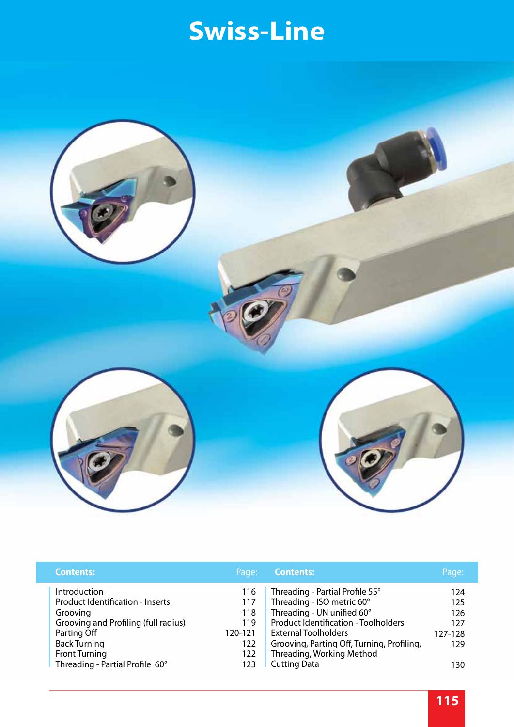# Swiss-Line

| Contents: | Page: |
|---|---|
| Introduction | 116 |
| Product Identification - Inserts | 117 |
| Grooving | 118 |
| Grooving and Profiling (full radius) | 119 |
| Parting Off | 120-121 |
| Back Turning | 122 |
| Front Turning | 122 |
| Threading - Partial Profile 60° | 123 |
| Threading - Partial Profile 55° | 124 |
| Threading - ISO metric 60° | 125 |
| Threading - UN unified 60° | 126 |
| Product Identification - Toolholders | 127 |
| External Toolholders | 127-128 |
| Grooving, Parting Off, Turning, Profiling, Threading, Working Method | 129 |
| Cutting Data | 130 |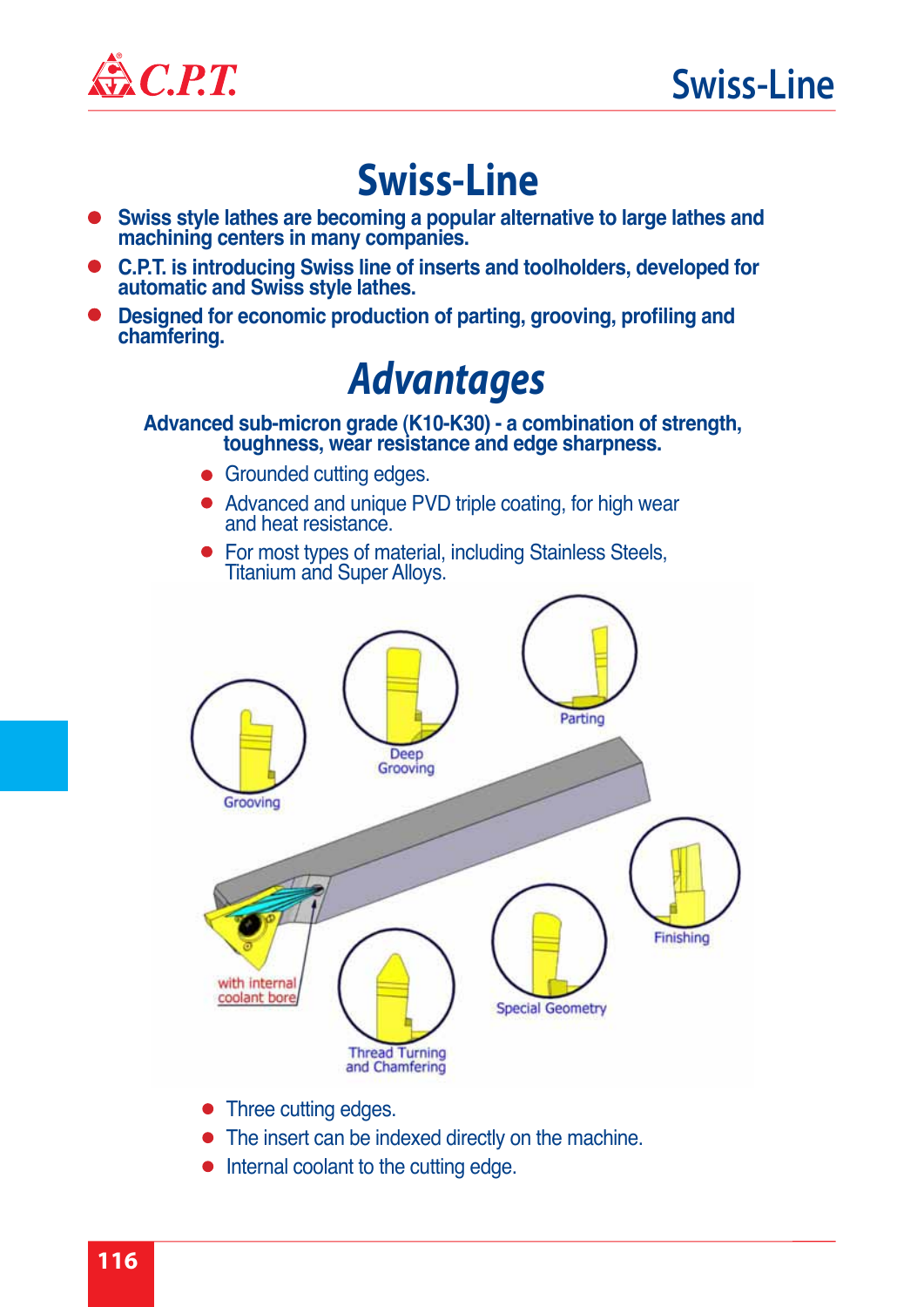# Swiss-Line

- **Swiss style lathes are becoming a popular alternative to large lathes and machining centers in many companies.**
- **C.P.T. is introducing Swiss line of inserts and toolholders, developed for automatic and Swiss style lathes.**
- **Designed for economic production of parting, grooving, profiling and chamfering.**

## *Advantages*

**Advanced sub-micron grade (K10-K30) - a combination of strength, toughness, wear resistance and edge sharpness.**

- Grounded cutting edges.
- Advanced and unique PVD triple coating, for high wear and heat resistance.
- For most types of material, including Stainless Steels, Titanium and Super Alloys.

Grooving

Deep Grooving

Parting

Finishing

Special Geometry

Thread Turning and Chamfering

with internal coolant bore

- Three cutting edges.
- The insert can be indexed directly on the machine.
- Internal coolant to the cutting edge.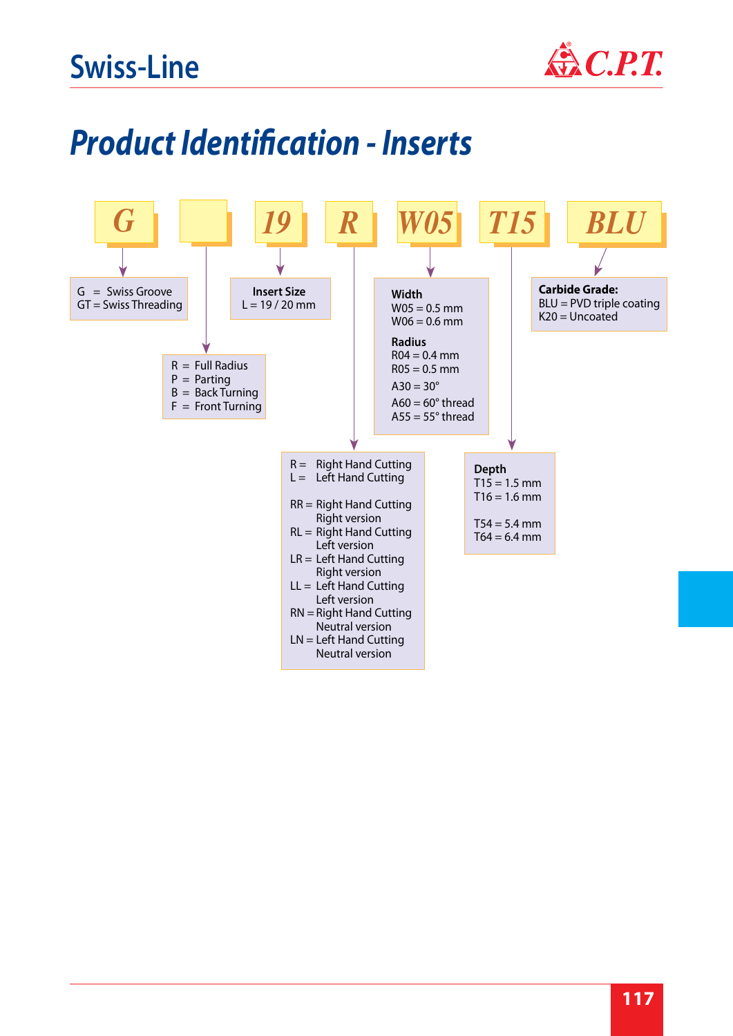## Swiss-Line

# *Product Identification - Inserts*

**G** | (blank) | **19** | **R** | **W05** | **T15** | **BLU**

**G**
- G = Swiss Groove
- GT = Swiss Threading

**(blank)**
- R = Full Radius
- P = Parting
- B = Back Turning
- F = Front Turning

**19 — Insert Size**
- L = 19 / 20 mm

**R**
- R = Right Hand Cutting
- L = Left Hand Cutting
- RR = Right Hand Cutting Right version
- RL = Right Hand Cutting Left version
- LR = Left Hand Cutting Right version
- LL = Left Hand Cutting Left version
- RN = Right Hand Cutting Neutral version
- LN = Left Hand Cutting Neutral version

**W05**

**Width**
- W05 = 0.5 mm
- W06 = 0.6 mm

**Radius**
- R04 = 0.4 mm
- R05 = 0.5 mm
- A30 = 30°
- A60 = 60° thread
- A55 = 55° thread

**T15 — Depth**
- T15 = 1.5 mm
- T16 = 1.6 mm
- T54 = 5.4 mm
- T64 = 6.4 mm

**BLU — Carbide Grade:**
- BLU = PVD triple coating
- K20 = Uncoated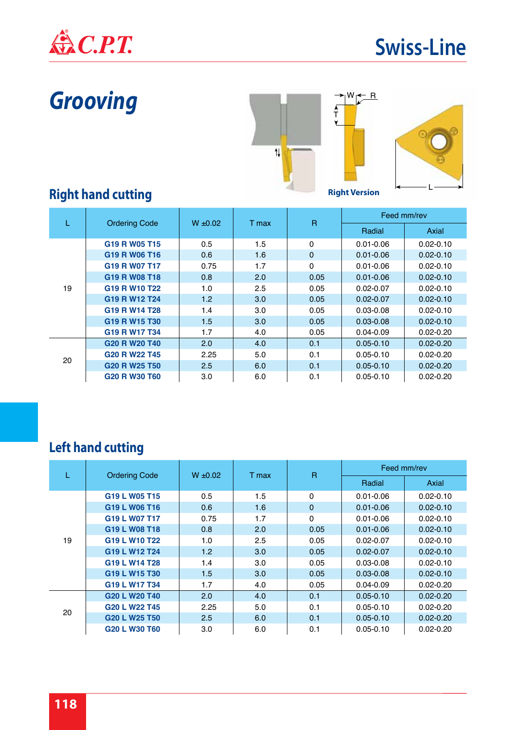# Grooving

Right Version

## Right hand cutting

| L | Ordering Code | W ±0.02 | T max | R | Feed mm/rev | |
|---|---|---|---|---|---|---|
| | | | | | Radial | Axial |
| 19 | G19 R W05 T15 | 0.5 | 1.5 | 0 | 0.01-0.06 | 0.02-0.10 |
| | G19 R W06 T16 | 0.6 | 1.6 | 0 | 0.01-0.06 | 0.02-0.10 |
| | G19 R W07 T17 | 0.75 | 1.7 | 0 | 0.01-0.06 | 0.02-0.10 |
| | G19 R W08 T18 | 0.8 | 2.0 | 0.05 | 0.01-0.06 | 0.02-0.10 |
| | G19 R W10 T22 | 1.0 | 2.5 | 0.05 | 0.02-0.07 | 0.02-0.10 |
| | G19 R W12 T24 | 1.2 | 3.0 | 0.05 | 0.02-0.07 | 0.02-0.10 |
| | G19 R W14 T28 | 1.4 | 3.0 | 0.05 | 0.03-0.08 | 0.02-0.10 |
| | G19 R W15 T30 | 1.5 | 3.0 | 0.05 | 0.03-0.08 | 0.02-0.10 |
| | G19 R W17 T34 | 1.7 | 4.0 | 0.05 | 0.04-0.09 | 0.02-0.20 |
| 20 | G20 R W20 T40 | 2.0 | 4.0 | 0.1 | 0.05-0.10 | 0.02-0.20 |
| | G20 R W22 T45 | 2.25 | 5.0 | 0.1 | 0.05-0.10 | 0.02-0.20 |
| | G20 R W25 T50 | 2.5 | 6.0 | 0.1 | 0.05-0.10 | 0.02-0.20 |
| | G20 R W30 T60 | 3.0 | 6.0 | 0.1 | 0.05-0.10 | 0.02-0.20 |

## Left hand cutting

| L | Ordering Code | W ±0.02 | T max | R | Feed mm/rev | |
|---|---|---|---|---|---|---|
| | | | | | Radial | Axial |
| 19 | G19 L W05 T15 | 0.5 | 1.5 | 0 | 0.01-0.06 | 0.02-0.10 |
| | G19 L W06 T16 | 0.6 | 1.6 | 0 | 0.01-0.06 | 0.02-0.10 |
| | G19 L W07 T17 | 0.75 | 1.7 | 0 | 0.01-0.06 | 0.02-0.10 |
| | G19 L W08 T18 | 0.8 | 2.0 | 0.05 | 0.01-0.06 | 0.02-0.10 |
| | G19 L W10 T22 | 1.0 | 2.5 | 0.05 | 0.02-0.07 | 0.02-0.10 |
| | G19 L W12 T24 | 1.2 | 3.0 | 0.05 | 0.02-0.07 | 0.02-0.10 |
| | G19 L W14 T28 | 1.4 | 3.0 | 0.05 | 0.03-0.08 | 0.02-0.10 |
| | G19 L W15 T30 | 1.5 | 3.0 | 0.05 | 0.03-0.08 | 0.02-0.10 |
| | G19 L W17 T34 | 1.7 | 4.0 | 0.05 | 0.04-0.09 | 0.02-0.20 |
| 20 | G20 L W20 T40 | 2.0 | 4.0 | 0.1 | 0.05-0.10 | 0.02-0.20 |
| | G20 L W22 T45 | 2.25 | 5.0 | 0.1 | 0.05-0.10 | 0.02-0.20 |
| | G20 L W25 T50 | 2.5 | 6.0 | 0.1 | 0.05-0.10 | 0.02-0.20 |
| | G20 L W30 T60 | 3.0 | 6.0 | 0.1 | 0.05-0.10 | 0.02-0.20 |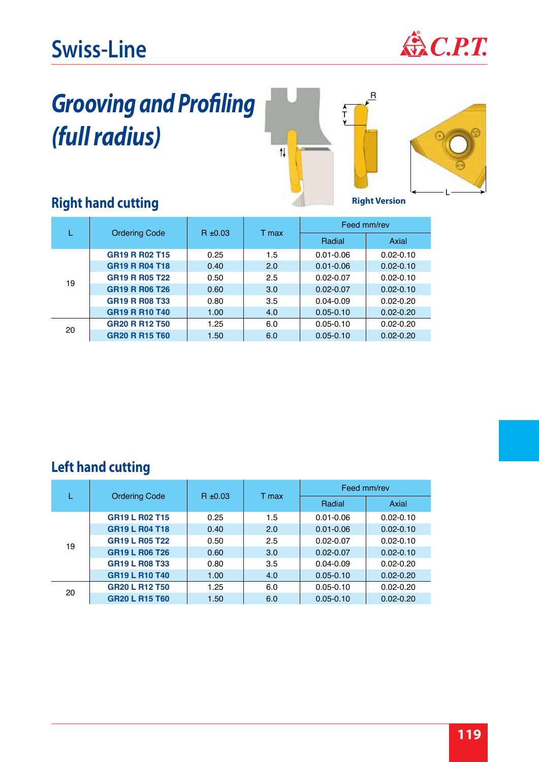# Grooving and Profiling (full radius)

Right Version

## Right hand cutting

| L | Ordering Code | R ±0.03 | T max | Feed mm/rev | |
|---|---|---|---|---|---|
| | | | | Radial | Axial |
| 19 | GR19 R R02 T15 | 0.25 | 1.5 | 0.01-0.06 | 0.02-0.10 |
| | GR19 R R04 T18 | 0.40 | 2.0 | 0.01-0.06 | 0.02-0.10 |
| | GR19 R R05 T22 | 0.50 | 2.5 | 0.02-0.07 | 0.02-0.10 |
| | GR19 R R06 T26 | 0.60 | 3.0 | 0.02-0.07 | 0.02-0.10 |
| | GR19 R R08 T33 | 0.80 | 3.5 | 0.04-0.09 | 0.02-0.20 |
| | GR19 R R10 T40 | 1.00 | 4.0 | 0.05-0.10 | 0.02-0.20 |
| 20 | GR20 R R12 T50 | 1.25 | 6.0 | 0.05-0.10 | 0.02-0.20 |
| | GR20 R R15 T60 | 1.50 | 6.0 | 0.05-0.10 | 0.02-0.20 |

## Left hand cutting

| L | Ordering Code | R ±0.03 | T max | Feed mm/rev | |
|---|---|---|---|---|---|
| | | | | Radial | Axial |
| 19 | GR19 L R02 T15 | 0.25 | 1.5 | 0.01-0.06 | 0.02-0.10 |
| | GR19 L R04 T18 | 0.40 | 2.0 | 0.01-0.06 | 0.02-0.10 |
| | GR19 L R05 T22 | 0.50 | 2.5 | 0.02-0.07 | 0.02-0.10 |
| | GR19 L R06 T26 | 0.60 | 3.0 | 0.02-0.07 | 0.02-0.10 |
| | GR19 L R08 T33 | 0.80 | 3.5 | 0.04-0.09 | 0.02-0.20 |
| | GR19 L R10 T40 | 1.00 | 4.0 | 0.05-0.10 | 0.02-0.20 |
| 20 | GR20 L R12 T50 | 1.25 | 6.0 | 0.05-0.10 | 0.02-0.20 |
| | GR20 L R15 T60 | 1.50 | 6.0 | 0.05-0.10 | 0.02-0.20 |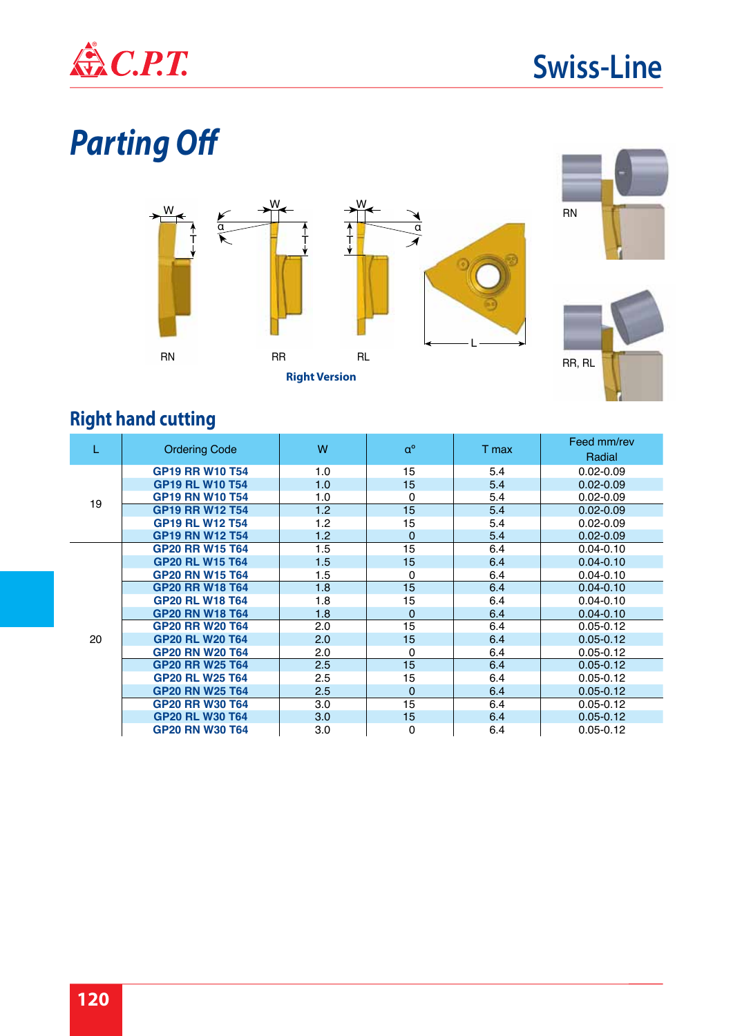# Parting Off

RN RR RL

**Right Version**

RN

RR, RL

## Right hand cutting

| L | Ordering Code | W | α° | T max | Feed mm/rev Radial |
|---|---|---|---|---|---|
| 19 | GP19 RR W10 T54 | 1.0 | 15 | 5.4 | 0.02-0.09 |
| | GP19 RL W10 T54 | 1.0 | 15 | 5.4 | 0.02-0.09 |
| | GP19 RN W10 T54 | 1.0 | 0 | 5.4 | 0.02-0.09 |
| | GP19 RR W12 T54 | 1.2 | 15 | 5.4 | 0.02-0.09 |
| | GP19 RL W12 T54 | 1.2 | 15 | 5.4 | 0.02-0.09 |
| | GP19 RN W12 T54 | 1.2 | 0 | 5.4 | 0.02-0.09 |
| 20 | GP20 RR W15 T64 | 1.5 | 15 | 6.4 | 0.04-0.10 |
| | GP20 RL W15 T64 | 1.5 | 15 | 6.4 | 0.04-0.10 |
| | GP20 RN W15 T64 | 1.5 | 0 | 6.4 | 0.04-0.10 |
| | GP20 RR W18 T64 | 1.8 | 15 | 6.4 | 0.04-0.10 |
| | GP20 RL W18 T64 | 1.8 | 15 | 6.4 | 0.04-0.10 |
| | GP20 RN W18 T64 | 1.8 | 0 | 6.4 | 0.04-0.10 |
| | GP20 RR W20 T64 | 2.0 | 15 | 6.4 | 0.05-0.12 |
| | GP20 RL W20 T64 | 2.0 | 15 | 6.4 | 0.05-0.12 |
| | GP20 RN W20 T64 | 2.0 | 0 | 6.4 | 0.05-0.12 |
| | GP20 RR W25 T64 | 2.5 | 15 | 6.4 | 0.05-0.12 |
| | GP20 RL W25 T64 | 2.5 | 15 | 6.4 | 0.05-0.12 |
| | GP20 RN W25 T64 | 2.5 | 0 | 6.4 | 0.05-0.12 |
| | GP20 RR W30 T64 | 3.0 | 15 | 6.4 | 0.05-0.12 |
| | GP20 RL W30 T64 | 3.0 | 15 | 6.4 | 0.05-0.12 |
| | GP20 RN W30 T64 | 3.0 | 0 | 6.4 | 0.05-0.12 |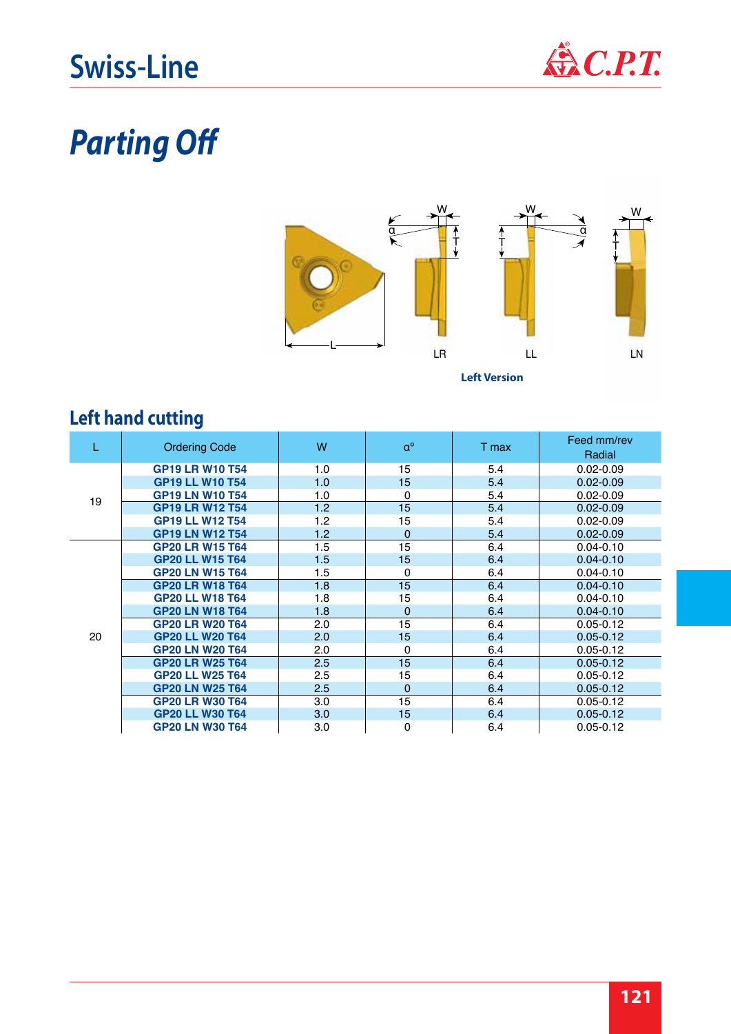# Swiss-Line

## *Parting Off*

LR LL LN

**Left Version**

### Left hand cutting

| L | Ordering Code | W | α° | T max | Feed mm/rev Radial |
|---|---|---|---|---|---|
| 19 | GP19 LR W10 T54 | 1.0 | 15 | 5.4 | 0.02-0.09 |
| | GP19 LL W10 T54 | 1.0 | 15 | 5.4 | 0.02-0.09 |
| | GP19 LN W10 T54 | 1.0 | 0 | 5.4 | 0.02-0.09 |
| | GP19 LR W12 T54 | 1.2 | 15 | 5.4 | 0.02-0.09 |
| | GP19 LL W12 T54 | 1.2 | 15 | 5.4 | 0.02-0.09 |
| | GP19 LN W12 T54 | 1.2 | 0 | 5.4 | 0.02-0.09 |
| 20 | GP20 LR W15 T64 | 1.5 | 15 | 6.4 | 0.04-0.10 |
| | GP20 LL W15 T64 | 1.5 | 15 | 6.4 | 0.04-0.10 |
| | GP20 LN W15 T64 | 1.5 | 0 | 6.4 | 0.04-0.10 |
| | GP20 LR W18 T64 | 1.8 | 15 | 6.4 | 0.04-0.10 |
| | GP20 LL W18 T64 | 1.8 | 15 | 6.4 | 0.04-0.10 |
| | GP20 LN W18 T64 | 1.8 | 0 | 6.4 | 0.04-0.10 |
| | GP20 LR W20 T64 | 2.0 | 15 | 6.4 | 0.05-0.12 |
| | GP20 LL W20 T64 | 2.0 | 15 | 6.4 | 0.05-0.12 |
| | GP20 LN W20 T64 | 2.0 | 0 | 6.4 | 0.05-0.12 |
| | GP20 LR W25 T64 | 2.5 | 15 | 6.4 | 0.05-0.12 |
| | GP20 LL W25 T64 | 2.5 | 15 | 6.4 | 0.05-0.12 |
| | GP20 LN W25 T64 | 2.5 | 0 | 6.4 | 0.05-0.12 |
| | GP20 LR W30 T64 | 3.0 | 15 | 6.4 | 0.05-0.12 |
| | GP20 LL W30 T64 | 3.0 | 15 | 6.4 | 0.05-0.12 |
| | GP20 LN W30 T64 | 3.0 | 0 | 6.4 | 0.05-0.12 |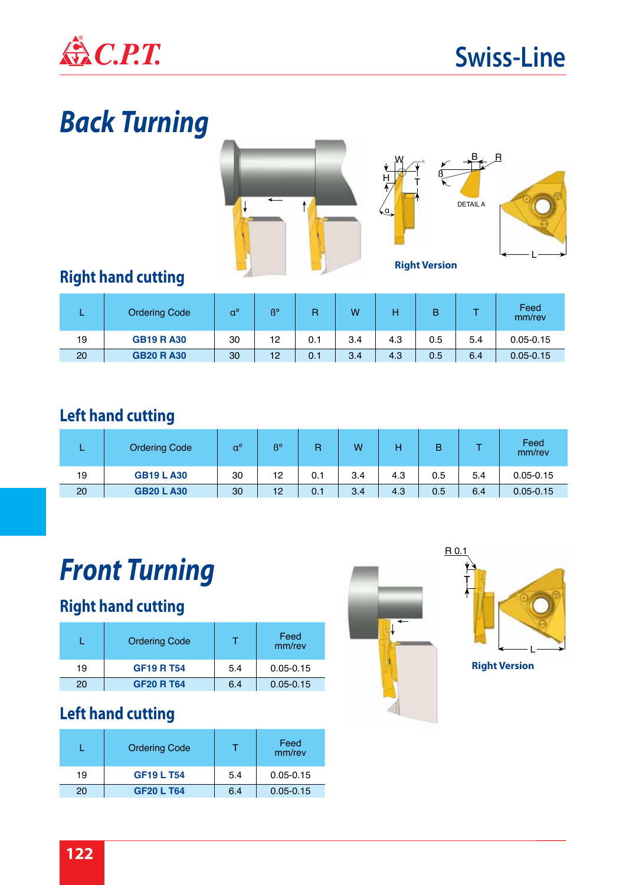# Back Turning

## Right hand cutting

Right Version

| L | Ordering Code | α° | β° | R | W | H | B | T | Feed mm/rev |
|---|---|---|---|---|---|---|---|---|---|
| 19 | **GB19 R A30** | 30 | 12 | 0.1 | 3.4 | 4.3 | 0.5 | 5.4 | 0.05-0.15 |
| 20 | **GB20 R A30** | 30 | 12 | 0.1 | 3.4 | 4.3 | 0.5 | 6.4 | 0.05-0.15 |

## Left hand cutting

| L | Ordering Code | α° | β° | R | W | H | B | T | Feed mm/rev |
|---|---|---|---|---|---|---|---|---|---|
| 19 | **GB19 L A30** | 30 | 12 | 0.1 | 3.4 | 4.3 | 0.5 | 5.4 | 0.05-0.15 |
| 20 | **GB20 L A30** | 30 | 12 | 0.1 | 3.4 | 4.3 | 0.5 | 6.4 | 0.05-0.15 |

# Front Turning

## Right hand cutting

| L | Ordering Code | T | Feed mm/rev |
|---|---|---|---|
| 19 | **GF19 R T54** | 5.4 | 0.05-0.15 |
| 20 | **GF20 R T64** | 6.4 | 0.05-0.15 |

## Left hand cutting

| L | Ordering Code | T | Feed mm/rev |
|---|---|---|---|
| 19 | **GF19 L T54** | 5.4 | 0.05-0.15 |
| 20 | **GF20 L T64** | 6.4 | 0.05-0.15 |

Right Version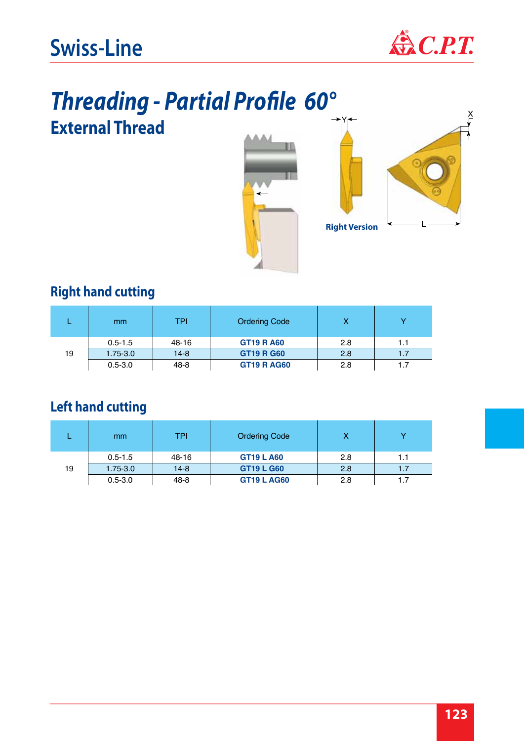# Threading - Partial Profile 60°

## External Thread

Right Version

### Right hand cutting

| L | mm | TPI | Ordering Code | X | Y |
|---|---|---|---|---|---|
| 19 | 0.5-1.5 | 48-16 | **GT19 R A60** | 2.8 | 1.1 |
| | 1.75-3.0 | 14-8 | **GT19 R G60** | 2.8 | 1.7 |
| | 0.5-3.0 | 48-8 | **GT19 R AG60** | 2.8 | 1.7 |

### Left hand cutting

| L | mm | TPI | Ordering Code | X | Y |
|---|---|---|---|---|---|
| 19 | 0.5-1.5 | 48-16 | **GT19 L A60** | 2.8 | 1.1 |
| | 1.75-3.0 | 14-8 | **GT19 L G60** | 2.8 | 1.7 |
| | 0.5-3.0 | 48-8 | **GT19 L AG60** | 2.8 | 1.7 |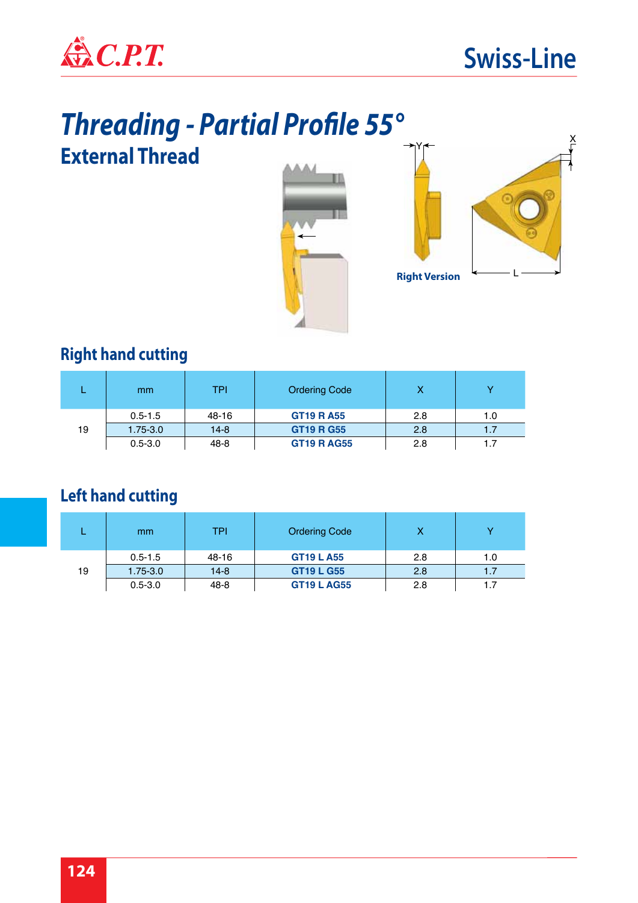# Threading - Partial Profile 55°

## External Thread

Right Version

## Right hand cutting

| L | mm | TPI | Ordering Code | X | Y |
|---|---|---|---|---|---|
| 19 | 0.5-1.5 | 48-16 | **GT19 R A55** | 2.8 | 1.0 |
| | 1.75-3.0 | 14-8 | **GT19 R G55** | 2.8 | 1.7 |
| | 0.5-3.0 | 48-8 | **GT19 R AG55** | 2.8 | 1.7 |

## Left hand cutting

| L | mm | TPI | Ordering Code | X | Y |
|---|---|---|---|---|---|
| 19 | 0.5-1.5 | 48-16 | **GT19 L A55** | 2.8 | 1.0 |
| | 1.75-3.0 | 14-8 | **GT19 L G55** | 2.8 | 1.7 |
| | 0.5-3.0 | 48-8 | **GT19 L AG55** | 2.8 | 1.7 |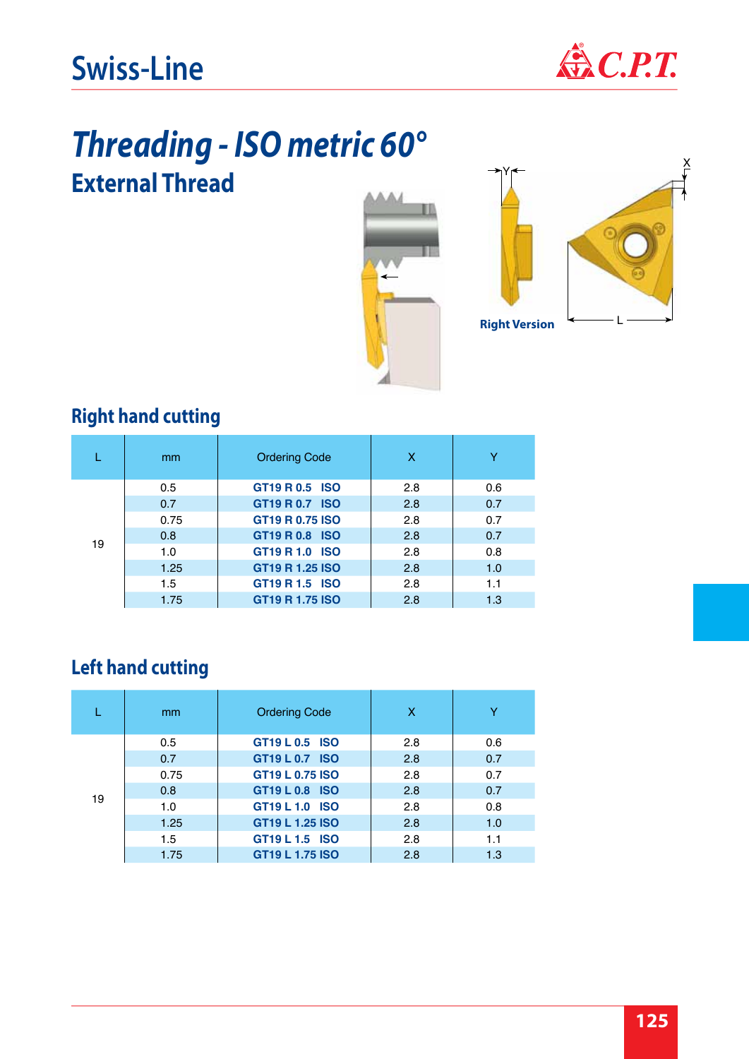# Threading - ISO metric 60°

## External Thread

Right Version

### Right hand cutting

| L | mm | Ordering Code | X | Y |
|---|---|---|---|---|
| 19 | 0.5 | GT19 R 0.5 ISO | 2.8 | 0.6 |
| | 0.7 | GT19 R 0.7 ISO | 2.8 | 0.7 |
| | 0.75 | GT19 R 0.75 ISO | 2.8 | 0.7 |
| | 0.8 | GT19 R 0.8 ISO | 2.8 | 0.7 |
| | 1.0 | GT19 R 1.0 ISO | 2.8 | 0.8 |
| | 1.25 | GT19 R 1.25 ISO | 2.8 | 1.0 |
| | 1.5 | GT19 R 1.5 ISO | 2.8 | 1.1 |
| | 1.75 | GT19 R 1.75 ISO | 2.8 | 1.3 |

### Left hand cutting

| L | mm | Ordering Code | X | Y |
|---|---|---|---|---|
| 19 | 0.5 | GT19 L 0.5 ISO | 2.8 | 0.6 |
| | 0.7 | GT19 L 0.7 ISO | 2.8 | 0.7 |
| | 0.75 | GT19 L 0.75 ISO | 2.8 | 0.7 |
| | 0.8 | GT19 L 0.8 ISO | 2.8 | 0.7 |
| | 1.0 | GT19 L 1.0 ISO | 2.8 | 0.8 |
| | 1.25 | GT19 L 1.25 ISO | 2.8 | 1.0 |
| | 1.5 | GT19 L 1.5 ISO | 2.8 | 1.1 |
| | 1.75 | GT19 L 1.75 ISO | 2.8 | 1.3 |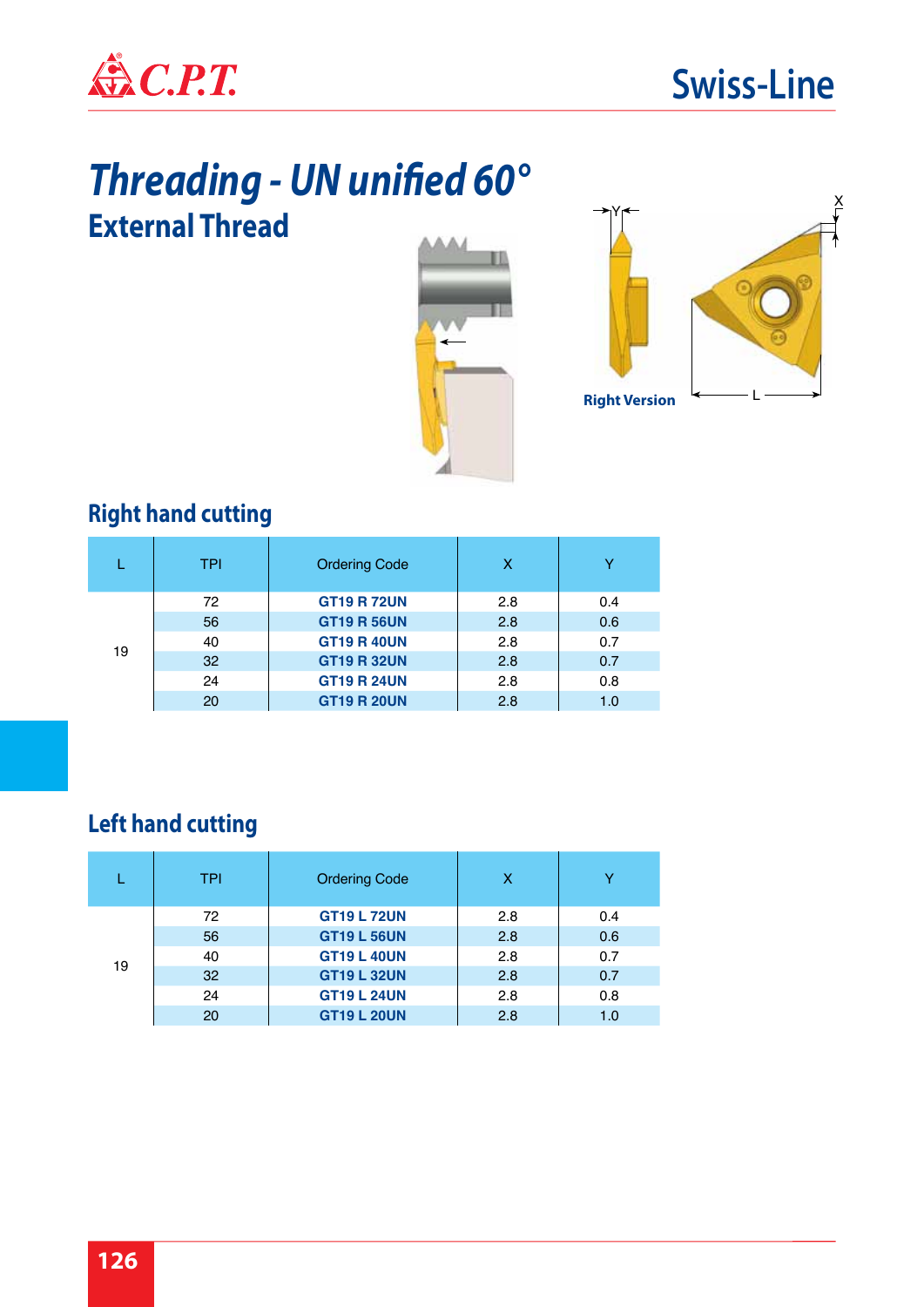# Threading - UN unified 60°

## External Thread

Right Version

## Right hand cutting

| L | TPI | Ordering Code | X | Y |
|---|---|---|---|---|
| 19 | 72 | GT19 R 72UN | 2.8 | 0.4 |
| | 56 | GT19 R 56UN | 2.8 | 0.6 |
| | 40 | GT19 R 40UN | 2.8 | 0.7 |
| | 32 | GT19 R 32UN | 2.8 | 0.7 |
| | 24 | GT19 R 24UN | 2.8 | 0.8 |
| | 20 | GT19 R 20UN | 2.8 | 1.0 |

## Left hand cutting

| L | TPI | Ordering Code | X | Y |
|---|---|---|---|---|
| 19 | 72 | GT19 L 72UN | 2.8 | 0.4 |
| | 56 | GT19 L 56UN | 2.8 | 0.6 |
| | 40 | GT19 L 40UN | 2.8 | 0.7 |
| | 32 | GT19 L 32UN | 2.8 | 0.7 |
| | 24 | GT19 L 24UN | 2.8 | 0.8 |
| | 20 | GT19 L 20UN | 2.8 | 1.0 |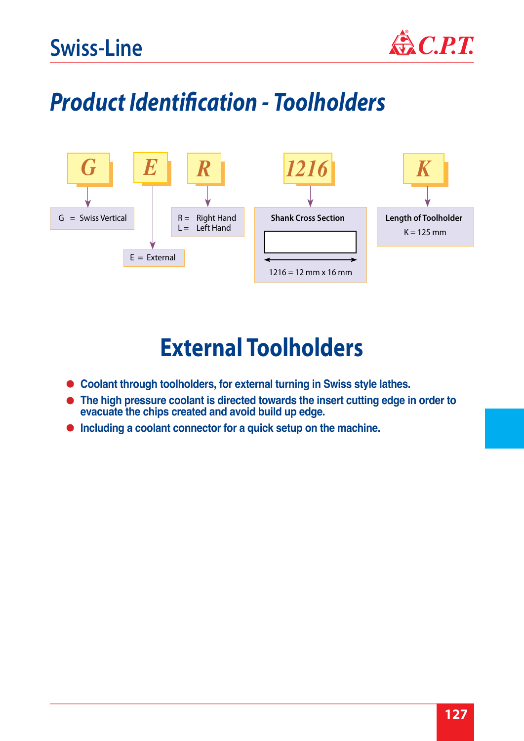# Product Identification - Toolholders

| G | E | R | 1216 | K |
|---|---|---|---|---|
| G = Swiss Vertical | E = External | R = Right Hand<br>L = Left Hand | **Shank Cross Section**<br>1216 = 12 mm x 16 mm | **Length of Toolholder**<br>K = 125 mm |

# External Toolholders

- **Coolant through toolholders, for external turning in Swiss style lathes.**
- **The high pressure coolant is directed towards the insert cutting edge in order to evacuate the chips created and avoid build up edge.**
- **Including a coolant connector for a quick setup on the machine.**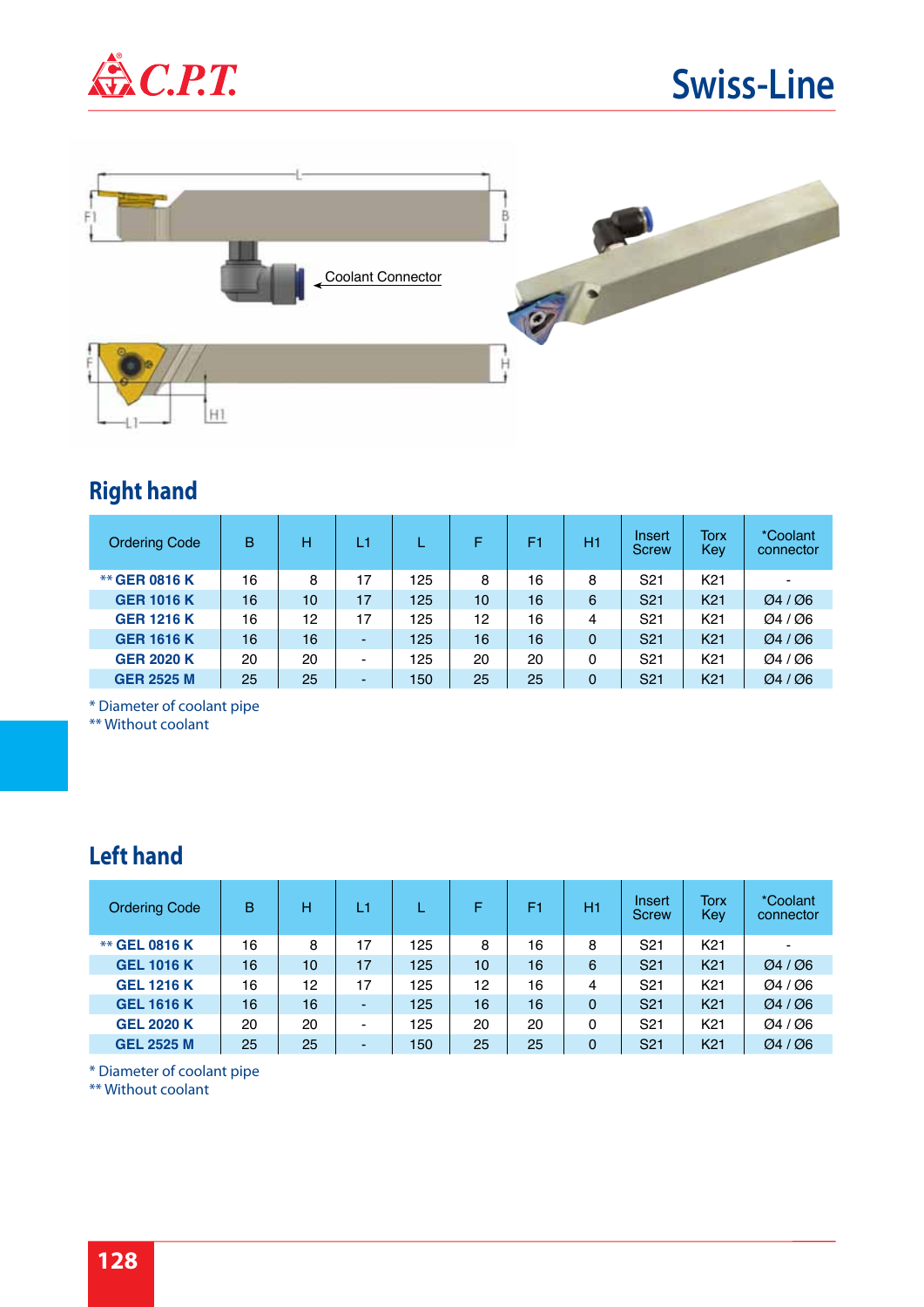## Right hand

| Ordering Code | B | H | L1 | L | F | F1 | H1 | Insert Screw | Torx Key | *Coolant connector |
|---|---|---|---|---|---|---|---|---|---|---|
| ** **GER 0816 K** | 16 | 8 | 17 | 125 | 8 | 16 | 8 | S21 | K21 | - |
| **GER 1016 K** | 16 | 10 | 17 | 125 | 10 | 16 | 6 | S21 | K21 | Ø4 / Ø6 |
| **GER 1216 K** | 16 | 12 | 17 | 125 | 12 | 16 | 4 | S21 | K21 | Ø4 / Ø6 |
| **GER 1616 K** | 16 | 16 | - | 125 | 16 | 16 | 0 | S21 | K21 | Ø4 / Ø6 |
| **GER 2020 K** | 20 | 20 | - | 125 | 20 | 20 | 0 | S21 | K21 | Ø4 / Ø6 |
| **GER 2525 M** | 25 | 25 | - | 150 | 25 | 25 | 0 | S21 | K21 | Ø4 / Ø6 |

* Diameter of coolant pipe
** Without coolant

## Left hand

| Ordering Code | B | H | L1 | L | F | F1 | H1 | Insert Screw | Torx Key | *Coolant connector |
|---|---|---|---|---|---|---|---|---|---|---|
| ** **GEL 0816 K** | 16 | 8 | 17 | 125 | 8 | 16 | 8 | S21 | K21 | - |
| **GEL 1016 K** | 16 | 10 | 17 | 125 | 10 | 16 | 6 | S21 | K21 | Ø4 / Ø6 |
| **GEL 1216 K** | 16 | 12 | 17 | 125 | 12 | 16 | 4 | S21 | K21 | Ø4 / Ø6 |
| **GEL 1616 K** | 16 | 16 | - | 125 | 16 | 16 | 0 | S21 | K21 | Ø4 / Ø6 |
| **GEL 2020 K** | 20 | 20 | - | 125 | 20 | 20 | 0 | S21 | K21 | Ø4 / Ø6 |
| **GEL 2525 M** | 25 | 25 | - | 150 | 25 | 25 | 0 | S21 | K21 | Ø4 / Ø6 |

* Diameter of coolant pipe
** Without coolant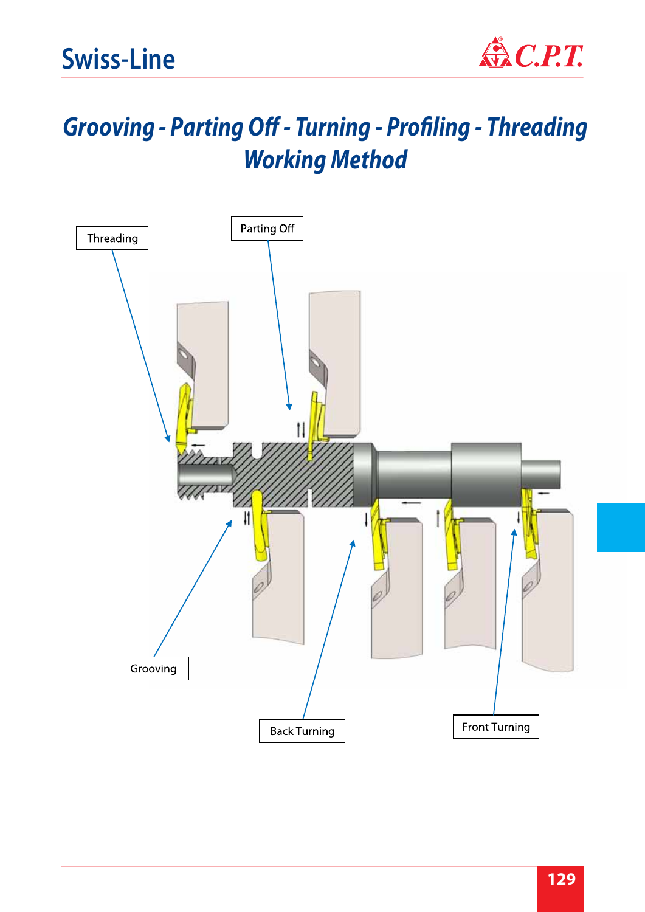# Grooving - Parting Off - Turning - Profiling - Threading
## Working Method

Threading

Parting Off

Grooving

Back Turning

Front Turning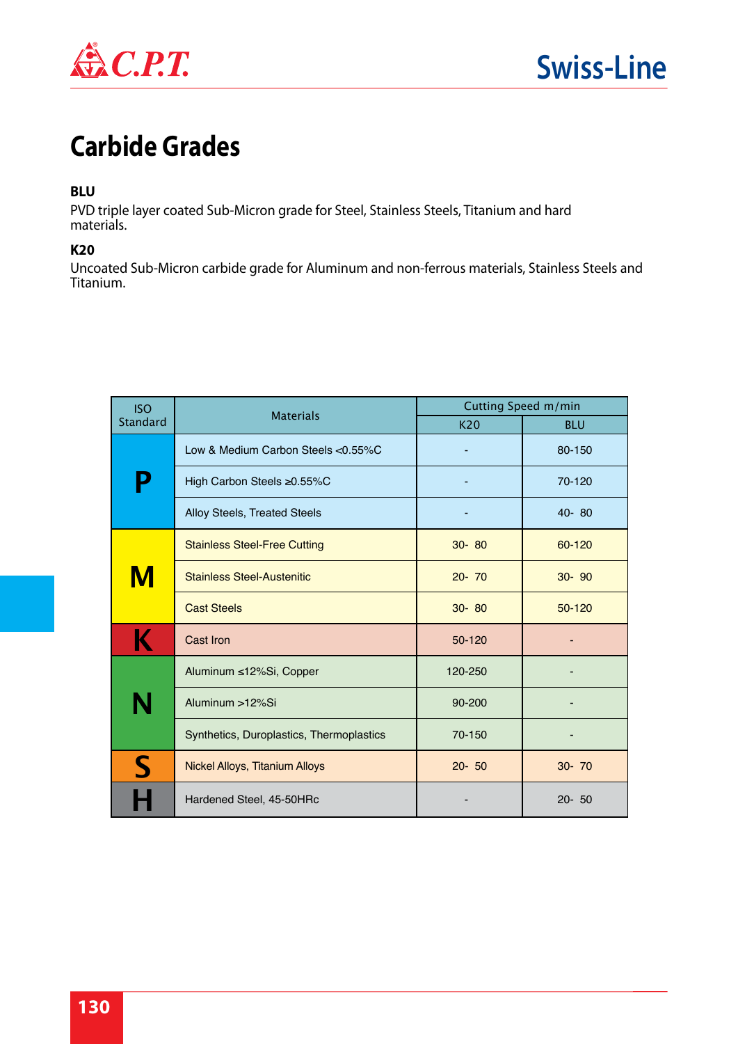# Carbide Grades

**BLU**

PVD triple layer coated Sub-Micron grade for Steel, Stainless Steels, Titanium and hard materials.

**K20**

Uncoated Sub-Micron carbide grade for Aluminum and non-ferrous materials, Stainless Steels and Titanium.

| ISO Standard | Materials | Cutting Speed m/min | |
|---|---|---|---|
| | | K20 | BLU |
| P | Low & Medium Carbon Steels <0.55%C | - | 80-150 |
| | High Carbon Steels ≥0.55%C | - | 70-120 |
| | Alloy Steels, Treated Steels | - | 40- 80 |
| M | Stainless Steel-Free Cutting | 30- 80 | 60-120 |
| | Stainless Steel-Austenitic | 20- 70 | 30- 90 |
| | Cast Steels | 30- 80 | 50-120 |
| K | Cast Iron | 50-120 | - |
| N | Aluminum ≤12%Si, Copper | 120-250 | - |
| | Aluminum >12%Si | 90-200 | - |
| | Synthetics, Duroplastics, Thermoplastics | 70-150 | - |
| S | Nickel Alloys, Titanium Alloys | 20- 50 | 30- 70 |
| H | Hardened Steel, 45-50HRc | - | 20- 50 |